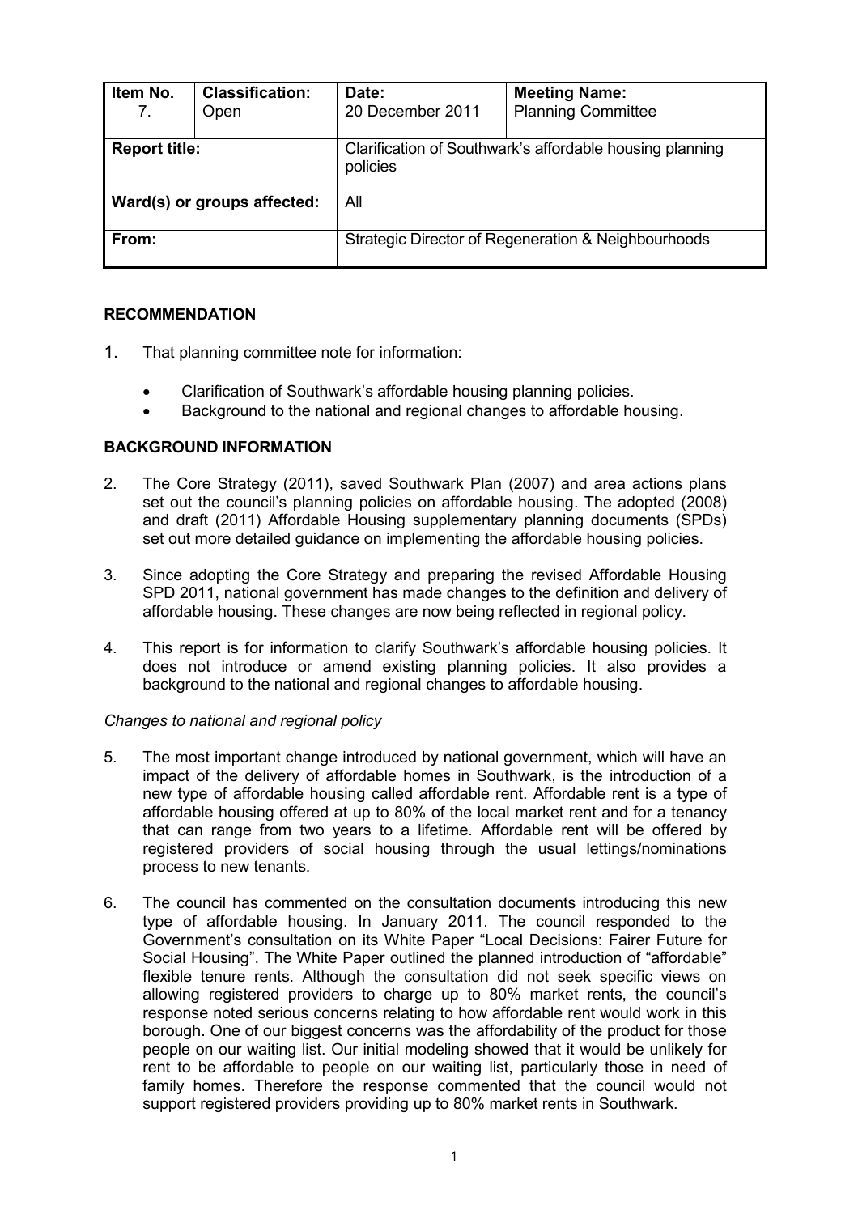| Item No.<br>7. | Classification:<br>Open | Date:<br>20 December 2011 | Meeting Name:<br>Planning Committee |
|---|---|---|---|
| **Report title:** | | Clarification of Southwark's affordable housing planning policies | |
| **Ward(s) or groups affected:** | | All | |
| **From:** | | Strategic Director of Regeneration & Neighbourhoods | |

## RECOMMENDATION

1. That planning committee note for information:

   - Clarification of Southwark's affordable housing planning policies.
   - Background to the national and regional changes to affordable housing.

## BACKGROUND INFORMATION

2. The Core Strategy (2011), saved Southwark Plan (2007) and area actions plans set out the council's planning policies on affordable housing. The adopted (2008) and draft (2011) Affordable Housing supplementary planning documents (SPDs) set out more detailed guidance on implementing the affordable housing policies.

3. Since adopting the Core Strategy and preparing the revised Affordable Housing SPD 2011, national government has made changes to the definition and delivery of affordable housing. These changes are now being reflected in regional policy.

4. This report is for information to clarify Southwark's affordable housing policies. It does not introduce or amend existing planning policies. It also provides a background to the national and regional changes to affordable housing.

*Changes to national and regional policy*

5. The most important change introduced by national government, which will have an impact of the delivery of affordable homes in Southwark, is the introduction of a new type of affordable housing called affordable rent. Affordable rent is a type of affordable housing offered at up to 80% of the local market rent and for a tenancy that can range from two years to a lifetime. Affordable rent will be offered by registered providers of social housing through the usual lettings/nominations process to new tenants.

6. The council has commented on the consultation documents introducing this new type of affordable housing. In January 2011. The council responded to the Government's consultation on its White Paper "Local Decisions: Fairer Future for Social Housing". The White Paper outlined the planned introduction of "affordable" flexible tenure rents. Although the consultation did not seek specific views on allowing registered providers to charge up to 80% market rents, the council's response noted serious concerns relating to how affordable rent would work in this borough. One of our biggest concerns was the affordability of the product for those people on our waiting list. Our initial modeling showed that it would be unlikely for rent to be affordable to people on our waiting list, particularly those in need of family homes. Therefore the response commented that the council would not support registered providers providing up to 80% market rents in Southwark.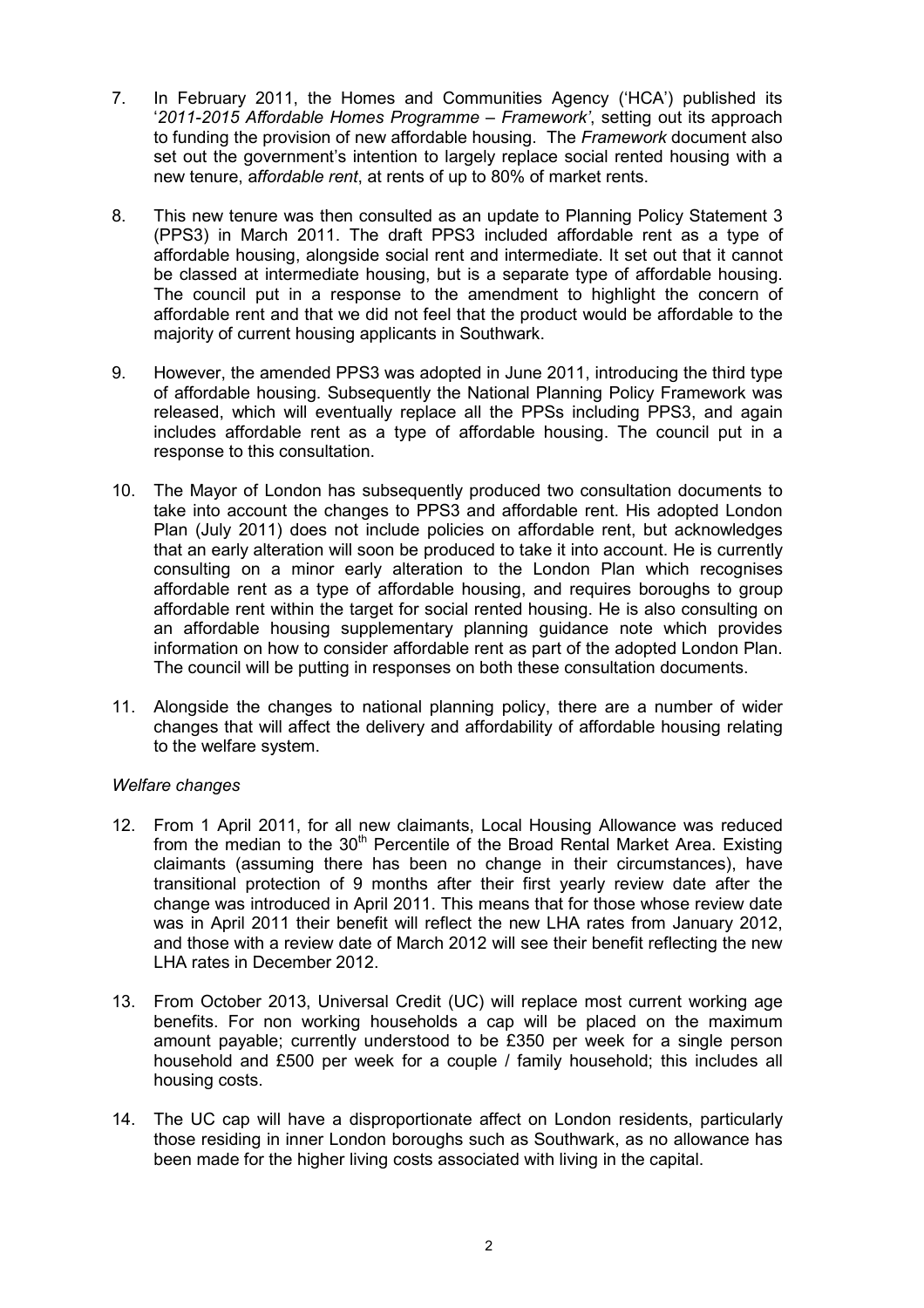7. In February 2011, the Homes and Communities Agency ('HCA') published its '*2011-2015 Affordable Homes Programme – Framework*', setting out its approach to funding the provision of new affordable housing. The *Framework* document also set out the government's intention to largely replace social rented housing with a new tenure, a*ffordable rent*, at rents of up to 80% of market rents.

8. This new tenure was then consulted as an update to Planning Policy Statement 3 (PPS3) in March 2011. The draft PPS3 included affordable rent as a type of affordable housing, alongside social rent and intermediate. It set out that it cannot be classed at intermediate housing, but is a separate type of affordable housing. The council put in a response to the amendment to highlight the concern of affordable rent and that we did not feel that the product would be affordable to the majority of current housing applicants in Southwark.

9. However, the amended PPS3 was adopted in June 2011, introducing the third type of affordable housing. Subsequently the National Planning Policy Framework was released, which will eventually replace all the PPSs including PPS3, and again includes affordable rent as a type of affordable housing. The council put in a response to this consultation.

10. The Mayor of London has subsequently produced two consultation documents to take into account the changes to PPS3 and affordable rent. His adopted London Plan (July 2011) does not include policies on affordable rent, but acknowledges that an early alteration will soon be produced to take it into account. He is currently consulting on a minor early alteration to the London Plan which recognises affordable rent as a type of affordable housing, and requires boroughs to group affordable rent within the target for social rented housing. He is also consulting on an affordable housing supplementary planning guidance note which provides information on how to consider affordable rent as part of the adopted London Plan. The council will be putting in responses on both these consultation documents.

11. Alongside the changes to national planning policy, there are a number of wider changes that will affect the delivery and affordability of affordable housing relating to the welfare system.

*Welfare changes*

12. From 1 April 2011, for all new claimants, Local Housing Allowance was reduced from the median to the 30th Percentile of the Broad Rental Market Area. Existing claimants (assuming there has been no change in their circumstances), have transitional protection of 9 months after their first yearly review date after the change was introduced in April 2011. This means that for those whose review date was in April 2011 their benefit will reflect the new LHA rates from January 2012, and those with a review date of March 2012 will see their benefit reflecting the new LHA rates in December 2012.

13. From October 2013, Universal Credit (UC) will replace most current working age benefits. For non working households a cap will be placed on the maximum amount payable; currently understood to be £350 per week for a single person household and £500 per week for a couple / family household; this includes all housing costs.

14. The UC cap will have a disproportionate affect on London residents, particularly those residing in inner London boroughs such as Southwark, as no allowance has been made for the higher living costs associated with living in the capital.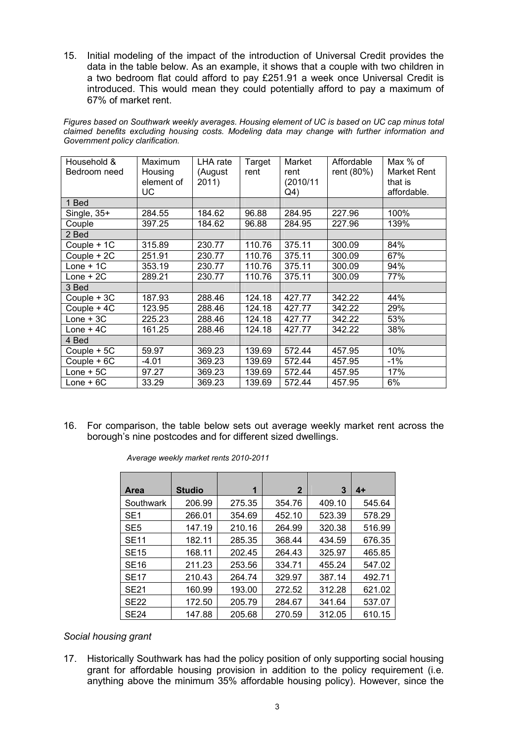15. Initial modeling of the impact of the introduction of Universal Credit provides the data in the table below. As an example, it shows that a couple with two children in a two bedroom flat could afford to pay £251.91 a week once Universal Credit is introduced. This would mean they could potentially afford to pay a maximum of 67% of market rent.

*Figures based on Southwark weekly averages. Housing element of UC is based on UC cap minus total claimed benefits excluding housing costs. Modeling data may change with further information and Government policy clarification.*

| Household & Bedroom need | Maximum Housing element of UC | LHA rate (August 2011) | Target rent | Market rent (2010/11 Q4) | Affordable rent (80%) | Max % of Market Rent that is affordable. |
|---|---|---|---|---|---|---|
| 1 Bed | | | | | | |
| Single, 35+ | 284.55 | 184.62 | 96.88 | 284.95 | 227.96 | 100% |
| Couple | 397.25 | 184.62 | 96.88 | 284.95 | 227.96 | 139% |
| 2 Bed | | | | | | |
| Couple + 1C | 315.89 | 230.77 | 110.76 | 375.11 | 300.09 | 84% |
| Couple + 2C | 251.91 | 230.77 | 110.76 | 375.11 | 300.09 | 67% |
| Lone + 1C | 353.19 | 230.77 | 110.76 | 375.11 | 300.09 | 94% |
| Lone + 2C | 289.21 | 230.77 | 110.76 | 375.11 | 300.09 | 77% |
| 3 Bed | | | | | | |
| Couple + 3C | 187.93 | 288.46 | 124.18 | 427.77 | 342.22 | 44% |
| Couple + 4C | 123.95 | 288.46 | 124.18 | 427.77 | 342.22 | 29% |
| Lone + 3C | 225.23 | 288.46 | 124.18 | 427.77 | 342.22 | 53% |
| Lone + 4C | 161.25 | 288.46 | 124.18 | 427.77 | 342.22 | 38% |
| 4 Bed | | | | | | |
| Couple + 5C | 59.97 | 369.23 | 139.69 | 572.44 | 457.95 | 10% |
| Couple + 6C | -4.01 | 369.23 | 139.69 | 572.44 | 457.95 | -1% |
| Lone + 5C | 97.27 | 369.23 | 139.69 | 572.44 | 457.95 | 17% |
| Lone + 6C | 33.29 | 369.23 | 139.69 | 572.44 | 457.95 | 6% |

16. For comparison, the table below sets out average weekly market rent across the borough's nine postcodes and for different sized dwellings.

*Average weekly market rents 2010-2011*

| Area | Studio | 1 | 2 | 3 | 4+ |
|---|---|---|---|---|---|
| Southwark | 206.99 | 275.35 | 354.76 | 409.10 | 545.64 |
| SE1 | 266.01 | 354.69 | 452.10 | 523.39 | 578.29 |
| SE5 | 147.19 | 210.16 | 264.99 | 320.38 | 516.99 |
| SE11 | 182.11 | 285.35 | 368.44 | 434.59 | 676.35 |
| SE15 | 168.11 | 202.45 | 264.43 | 325.97 | 465.85 |
| SE16 | 211.23 | 253.56 | 334.71 | 455.24 | 547.02 |
| SE17 | 210.43 | 264.74 | 329.97 | 387.14 | 492.71 |
| SE21 | 160.99 | 193.00 | 272.52 | 312.28 | 621.02 |
| SE22 | 172.50 | 205.79 | 284.67 | 341.64 | 537.07 |
| SE24 | 147.88 | 205.68 | 270.59 | 312.05 | 610.15 |

*Social housing grant*

17. Historically Southwark has had the policy position of only supporting social housing grant for affordable housing provision in addition to the policy requirement (i.e. anything above the minimum 35% affordable housing policy). However, since the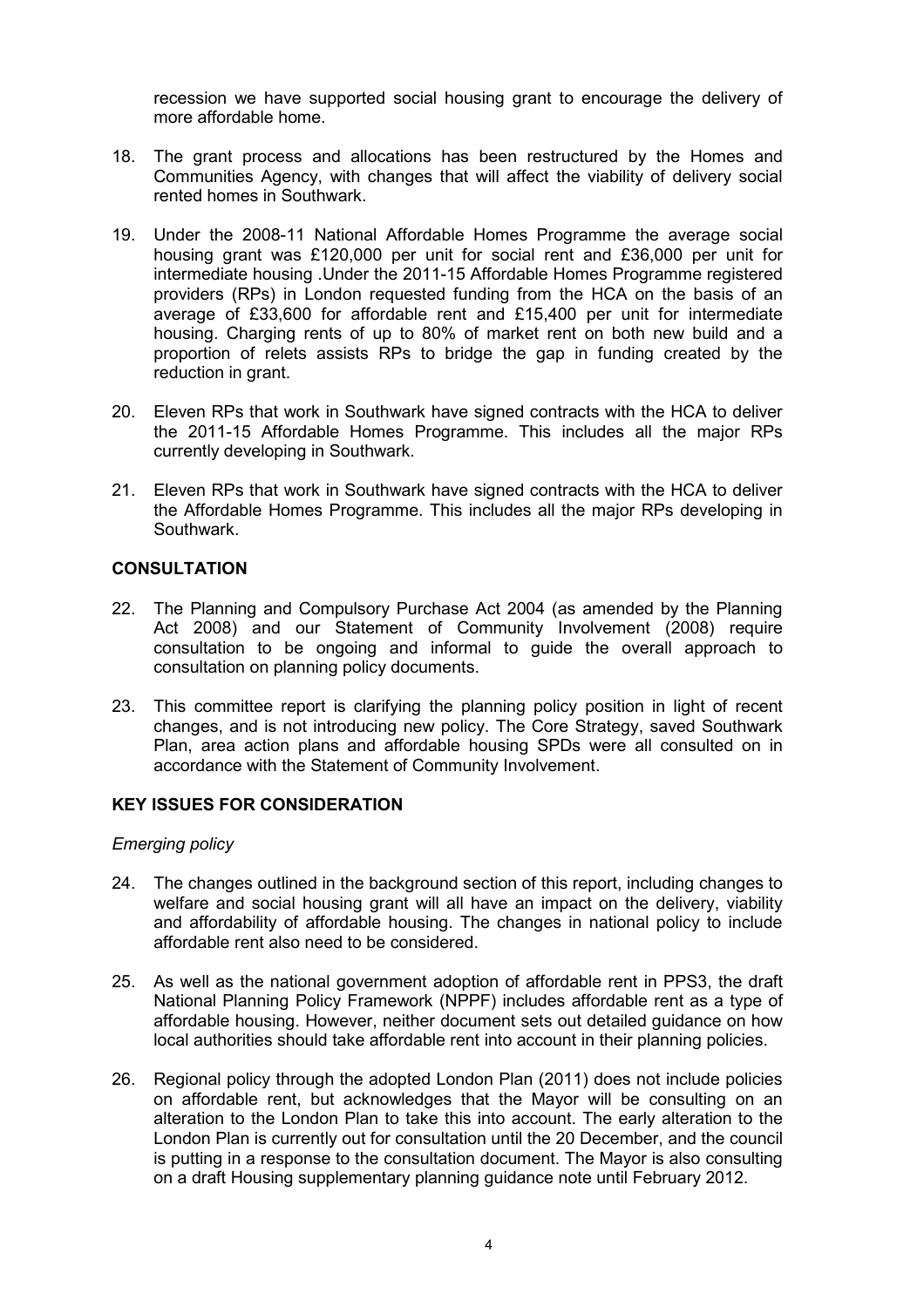recession we have supported social housing grant to encourage the delivery of more affordable home.

18. The grant process and allocations has been restructured by the Homes and Communities Agency, with changes that will affect the viability of delivery social rented homes in Southwark.

19. Under the 2008-11 National Affordable Homes Programme the average social housing grant was £120,000 per unit for social rent and £36,000 per unit for intermediate housing .Under the 2011-15 Affordable Homes Programme registered providers (RPs) in London requested funding from the HCA on the basis of an average of £33,600 for affordable rent and £15,400 per unit for intermediate housing. Charging rents of up to 80% of market rent on both new build and a proportion of relets assists RPs to bridge the gap in funding created by the reduction in grant.

20. Eleven RPs that work in Southwark have signed contracts with the HCA to deliver the 2011-15 Affordable Homes Programme. This includes all the major RPs currently developing in Southwark.

21. Eleven RPs that work in Southwark have signed contracts with the HCA to deliver the Affordable Homes Programme. This includes all the major RPs developing in Southwark.

## CONSULTATION

22. The Planning and Compulsory Purchase Act 2004 (as amended by the Planning Act 2008) and our Statement of Community Involvement (2008) require consultation to be ongoing and informal to guide the overall approach to consultation on planning policy documents.

23. This committee report is clarifying the planning policy position in light of recent changes, and is not introducing new policy. The Core Strategy, saved Southwark Plan, area action plans and affordable housing SPDs were all consulted on in accordance with the Statement of Community Involvement.

## KEY ISSUES FOR CONSIDERATION

*Emerging policy*

24. The changes outlined in the background section of this report, including changes to welfare and social housing grant will all have an impact on the delivery, viability and affordability of affordable housing. The changes in national policy to include affordable rent also need to be considered.

25. As well as the national government adoption of affordable rent in PPS3, the draft National Planning Policy Framework (NPPF) includes affordable rent as a type of affordable housing. However, neither document sets out detailed guidance on how local authorities should take affordable rent into account in their planning policies.

26. Regional policy through the adopted London Plan (2011) does not include policies on affordable rent, but acknowledges that the Mayor will be consulting on an alteration to the London Plan to take this into account. The early alteration to the London Plan is currently out for consultation until the 20 December, and the council is putting in a response to the consultation document. The Mayor is also consulting on a draft Housing supplementary planning guidance note until February 2012.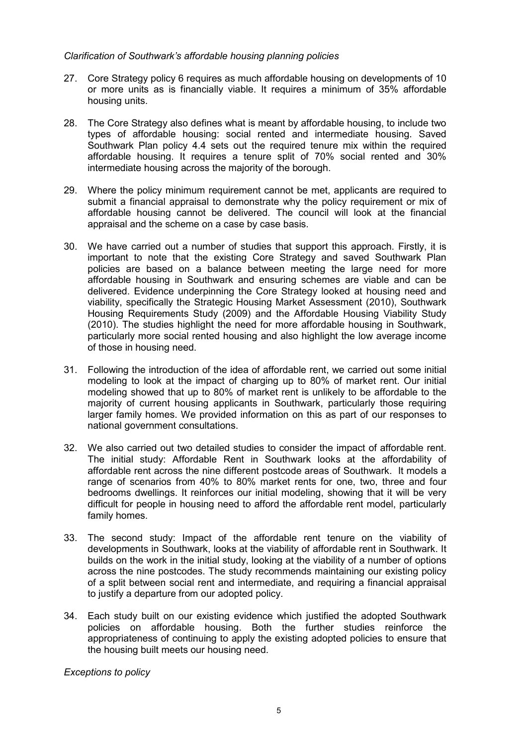*Clarification of Southwark's affordable housing planning policies*

27. Core Strategy policy 6 requires as much affordable housing on developments of 10 or more units as is financially viable. It requires a minimum of 35% affordable housing units.

28. The Core Strategy also defines what is meant by affordable housing, to include two types of affordable housing: social rented and intermediate housing. Saved Southwark Plan policy 4.4 sets out the required tenure mix within the required affordable housing. It requires a tenure split of 70% social rented and 30% intermediate housing across the majority of the borough.

29. Where the policy minimum requirement cannot be met, applicants are required to submit a financial appraisal to demonstrate why the policy requirement or mix of affordable housing cannot be delivered. The council will look at the financial appraisal and the scheme on a case by case basis.

30. We have carried out a number of studies that support this approach. Firstly, it is important to note that the existing Core Strategy and saved Southwark Plan policies are based on a balance between meeting the large need for more affordable housing in Southwark and ensuring schemes are viable and can be delivered. Evidence underpinning the Core Strategy looked at housing need and viability, specifically the Strategic Housing Market Assessment (2010), Southwark Housing Requirements Study (2009) and the Affordable Housing Viability Study (2010). The studies highlight the need for more affordable housing in Southwark, particularly more social rented housing and also highlight the low average income of those in housing need.

31. Following the introduction of the idea of affordable rent, we carried out some initial modeling to look at the impact of charging up to 80% of market rent. Our initial modeling showed that up to 80% of market rent is unlikely to be affordable to the majority of current housing applicants in Southwark, particularly those requiring larger family homes. We provided information on this as part of our responses to national government consultations.

32. We also carried out two detailed studies to consider the impact of affordable rent. The initial study: Affordable Rent in Southwark looks at the affordability of affordable rent across the nine different postcode areas of Southwark. It models a range of scenarios from 40% to 80% market rents for one, two, three and four bedrooms dwellings. It reinforces our initial modeling, showing that it will be very difficult for people in housing need to afford the affordable rent model, particularly family homes.

33. The second study: Impact of the affordable rent tenure on the viability of developments in Southwark, looks at the viability of affordable rent in Southwark. It builds on the work in the initial study, looking at the viability of a number of options across the nine postcodes. The study recommends maintaining our existing policy of a split between social rent and intermediate, and requiring a financial appraisal to justify a departure from our adopted policy.

34. Each study built on our existing evidence which justified the adopted Southwark policies on affordable housing. Both the further studies reinforce the appropriateness of continuing to apply the existing adopted policies to ensure that the housing built meets our housing need.

*Exceptions to policy*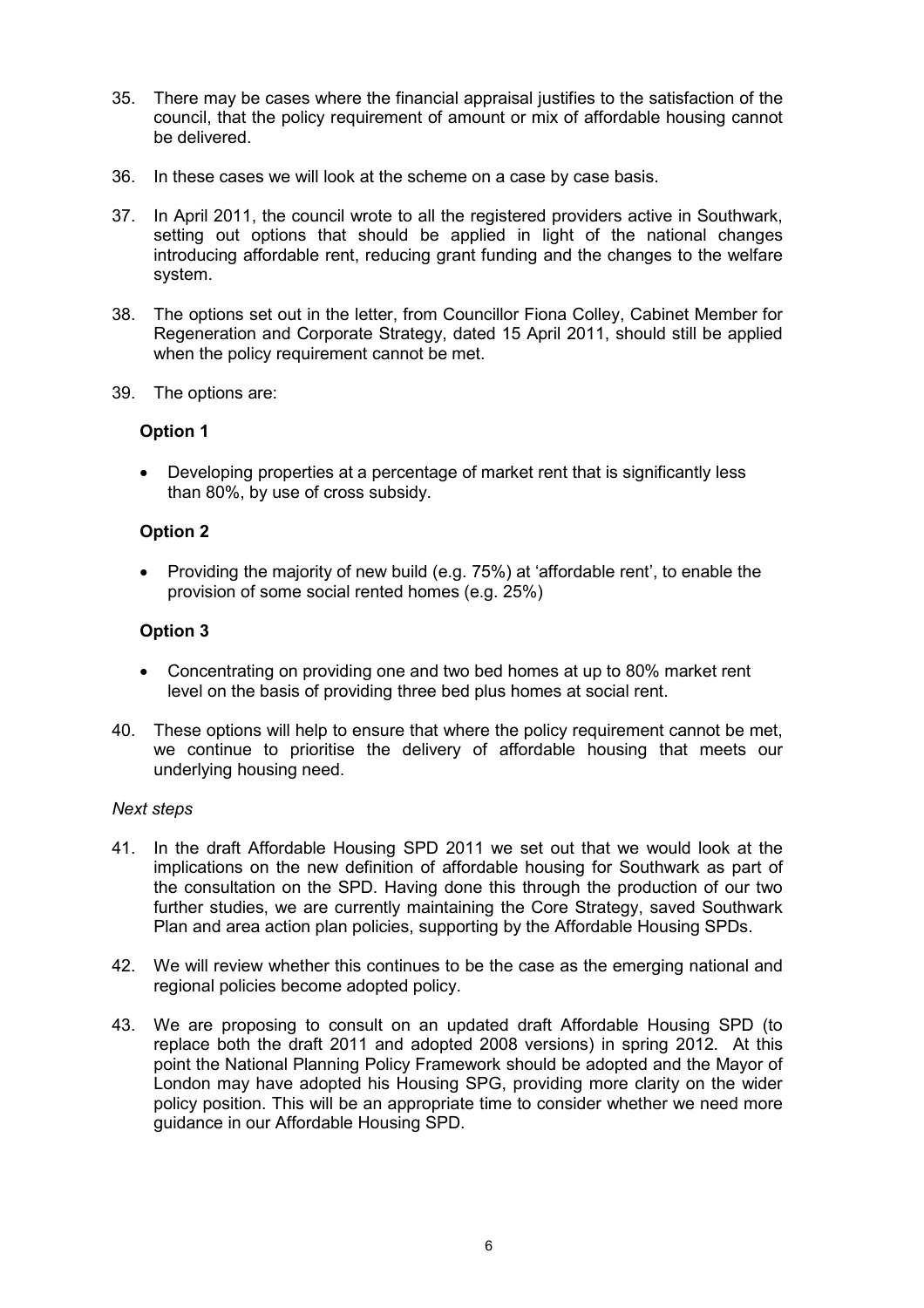35. There may be cases where the financial appraisal justifies to the satisfaction of the council, that the policy requirement of amount or mix of affordable housing cannot be delivered.

36. In these cases we will look at the scheme on a case by case basis.

37. In April 2011, the council wrote to all the registered providers active in Southwark, setting out options that should be applied in light of the national changes introducing affordable rent, reducing grant funding and the changes to the welfare system.

38. The options set out in the letter, from Councillor Fiona Colley, Cabinet Member for Regeneration and Corporate Strategy, dated 15 April 2011, should still be applied when the policy requirement cannot be met.

39. The options are:

    **Option 1**

    - Developing properties at a percentage of market rent that is significantly less than 80%, by use of cross subsidy.

    **Option 2**

    - Providing the majority of new build (e.g. 75%) at 'affordable rent', to enable the provision of some social rented homes (e.g. 25%)

    **Option 3**

    - Concentrating on providing one and two bed homes at up to 80% market rent level on the basis of providing three bed plus homes at social rent.

40. These options will help to ensure that where the policy requirement cannot be met, we continue to prioritise the delivery of affordable housing that meets our underlying housing need.

*Next steps*

41. In the draft Affordable Housing SPD 2011 we set out that we would look at the implications on the new definition of affordable housing for Southwark as part of the consultation on the SPD. Having done this through the production of our two further studies, we are currently maintaining the Core Strategy, saved Southwark Plan and area action plan policies, supporting by the Affordable Housing SPDs.

42. We will review whether this continues to be the case as the emerging national and regional policies become adopted policy.

43. We are proposing to consult on an updated draft Affordable Housing SPD (to replace both the draft 2011 and adopted 2008 versions) in spring 2012. At this point the National Planning Policy Framework should be adopted and the Mayor of London may have adopted his Housing SPG, providing more clarity on the wider policy position. This will be an appropriate time to consider whether we need more guidance in our Affordable Housing SPD.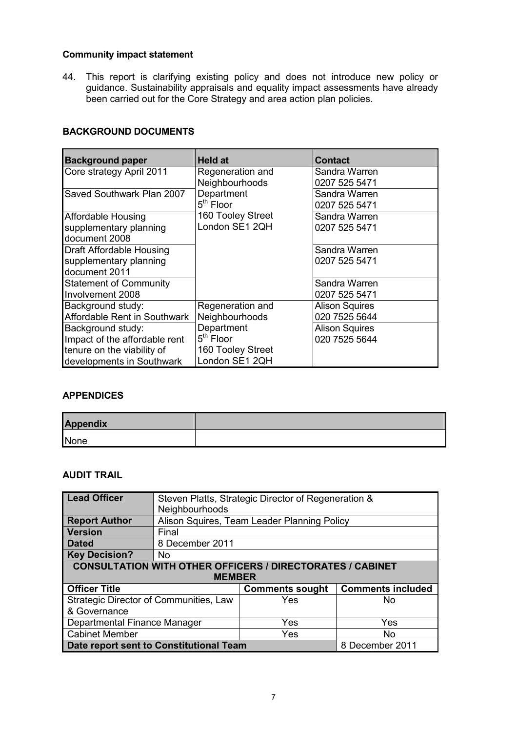**Community impact statement**

44. This report is clarifying existing policy and does not introduce new policy or guidance. Sustainability appraisals and equality impact assessments have already been carried out for the Core Strategy and area action plan policies.

**BACKGROUND DOCUMENTS**

| Background paper | Held at | Contact |
|---|---|---|
| Core strategy April 2011 | Regeneration and Neighbourhoods Department 5th Floor 160 Tooley Street London SE1 2QH | Sandra Warren 0207 525 5471 |
| Saved Southwark Plan 2007 | | Sandra Warren 0207 525 5471 |
| Affordable Housing supplementary planning document 2008 | | Sandra Warren 0207 525 5471 |
| Draft Affordable Housing supplementary planning document 2011 | | Sandra Warren 0207 525 5471 |
| Statement of Community Involvement 2008 | | Sandra Warren 0207 525 5471 |
| Background study: Affordable Rent in Southwark | Regeneration and Neighbourhoods Department 5th Floor 160 Tooley Street London SE1 2QH | Alison Squires 020 7525 5644 |
| Background study: Impact of the affordable rent tenure on the viability of developments in Southwark | | Alison Squires 020 7525 5644 |

**APPENDICES**

| Appendix | |
|---|---|
| None | |

**AUDIT TRAIL**

| Lead Officer | Steven Platts, Strategic Director of Regeneration & Neighbourhoods | | |
|---|---|---|---|
| **Report Author** | Alison Squires, Team Leader Planning Policy | | |
| **Version** | Final | | |
| **Dated** | 8 December 2011 | | |
| **Key Decision?** | No | | |
| **CONSULTATION WITH OTHER OFFICERS / DIRECTORATES / CABINET MEMBER** | | | |
| **Officer Title** | | **Comments sought** | **Comments included** |
| Strategic Director of Communities, Law & Governance | | Yes | No |
| Departmental Finance Manager | | Yes | Yes |
| Cabinet Member | | Yes | No |
| **Date report sent to Constitutional Team** | | | 8 December 2011 |